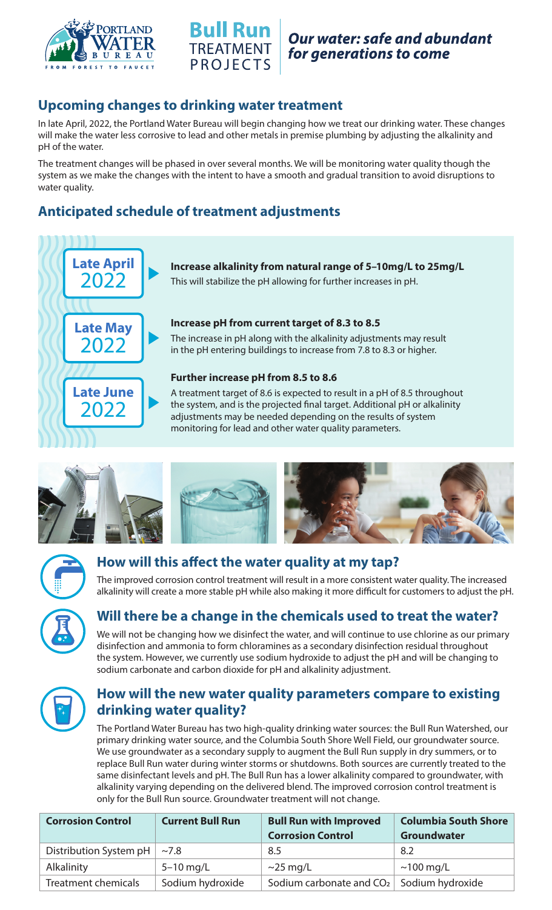**Bull Run** TREATMENT PROJECTS

***Our water: safe and abundant for generations to come***

## Upcoming changes to drinking water treatment

In late April, 2022, the Portland Water Bureau will begin changing how we treat our drinking water. These changes will make the water less corrosive to lead and other metals in premise plumbing by adjusting the alkalinity and pH of the water.

The treatment changes will be phased in over several months. We will be monitoring water quality though the system as we make the changes with the intent to have a smooth and gradual transition to avoid disruptions to water quality.

## Anticipated schedule of treatment adjustments

**Late April 2022**

**Increase alkalinity from natural range of 5–10mg/L to 25mg/L**
This will stabilize the pH allowing for further increases in pH.

**Late May 2022**

**Increase pH from current target of 8.3 to 8.5**
The increase in pH along with the alkalinity adjustments may result in the pH entering buildings to increase from 7.8 to 8.3 or higher.

**Late June 2022**

**Further increase pH from 8.5 to 8.6**
A treatment target of 8.6 is expected to result in a pH of 8.5 throughout the system, and is the projected final target. Additional pH or alkalinity adjustments may be needed depending on the results of system monitoring for lead and other water quality parameters.

## How will this affect the water quality at my tap?

The improved corrosion control treatment will result in a more consistent water quality. The increased alkalinity will create a more stable pH while also making it more difficult for customers to adjust the pH.

## Will there be a change in the chemicals used to treat the water?

We will not be changing how we disinfect the water, and will continue to use chlorine as our primary disinfection and ammonia to form chloramines as a secondary disinfection residual throughout the system. However, we currently use sodium hydroxide to adjust the pH and will be changing to sodium carbonate and carbon dioxide for pH and alkalinity adjustment.

## How will the new water quality parameters compare to existing drinking water quality?

The Portland Water Bureau has two high-quality drinking water sources: the Bull Run Watershed, our primary drinking water source, and the Columbia South Shore Well Field, our groundwater source. We use groundwater as a secondary supply to augment the Bull Run supply in dry summers, or to replace Bull Run water during winter storms or shutdowns. Both sources are currently treated to the same disinfectant levels and pH. The Bull Run has a lower alkalinity compared to groundwater, with alkalinity varying depending on the delivered blend. The improved corrosion control treatment is only for the Bull Run source. Groundwater treatment will not change.

| Corrosion Control | Current Bull Run | Bull Run with Improved Corrosion Control | Columbia South Shore Groundwater |
|---|---|---|---|
| Distribution System pH | ~7.8 | 8.5 | 8.2 |
| Alkalinity | 5–10 mg/L | ~25 mg/L | ~100 mg/L |
| Treatment chemicals | Sodium hydroxide | Sodium carbonate and $CO_2$ | Sodium hydroxide |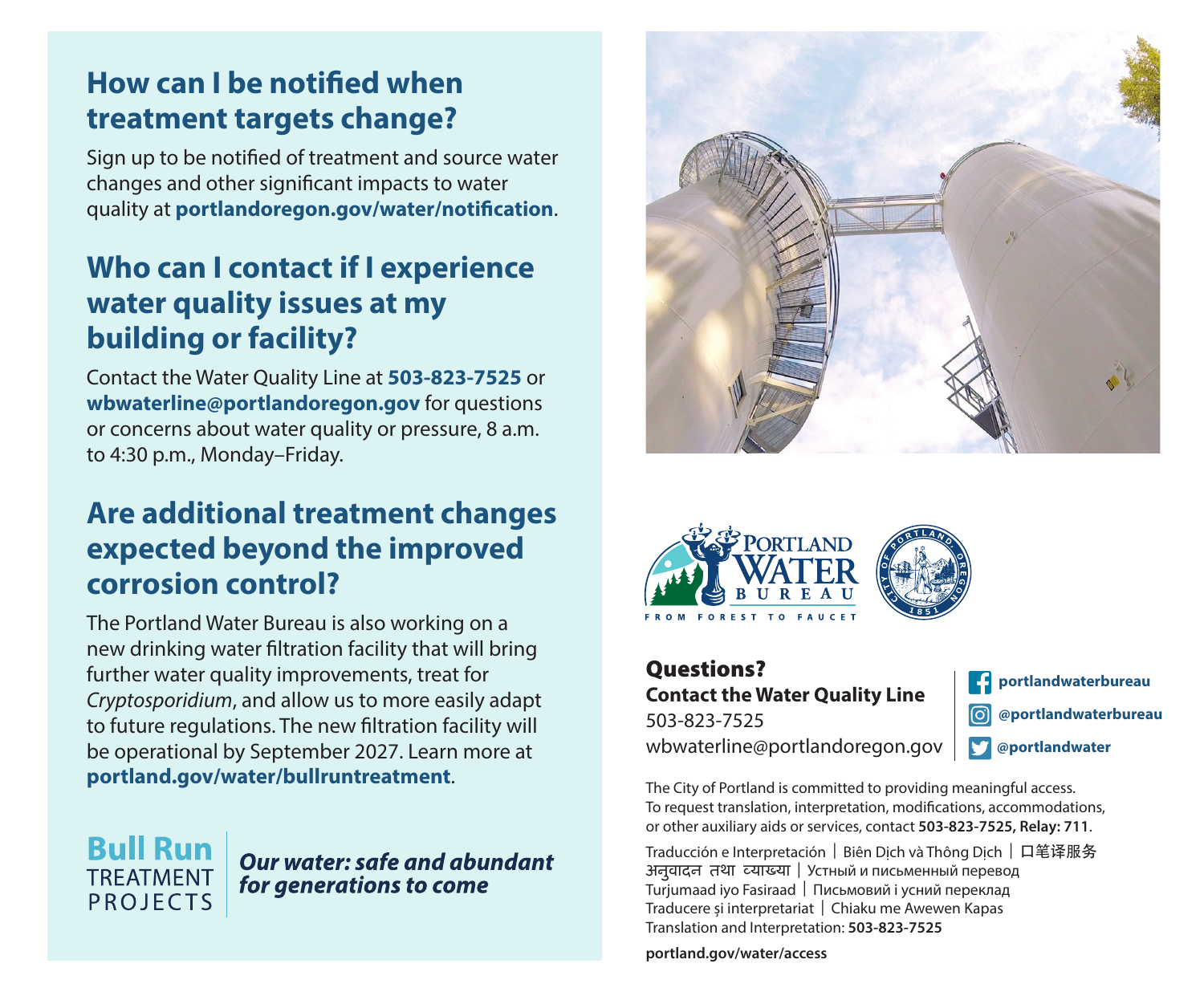## How can I be notified when treatment targets change?

Sign up to be notified of treatment and source water changes and other significant impacts to water quality at **portlandoregon.gov/water/notification**.

## Who can I contact if I experience water quality issues at my building or facility?

Contact the Water Quality Line at **503-823-7525** or **wbwaterline@portlandoregon.gov** for questions or concerns about water quality or pressure, 8 a.m. to 4:30 p.m., Monday–Friday.

## Are additional treatment changes expected beyond the improved corrosion control?

The Portland Water Bureau is also working on a new drinking water filtration facility that will bring further water quality improvements, treat for *Cryptosporidium*, and allow us to more easily adapt to future regulations. The new filtration facility will be operational by September 2027. Learn more at **portland.gov/water/bullruntreatment**.

**Bull Run** TREATMENT PROJECTS

***Our water: safe and abundant for generations to come***

PORTLAND WATER BUREAU
FROM FOREST TO FAUCET

CITY OF PORTLAND OREGON 1851

**Questions?**
**Contact the Water Quality Line**
503-823-7525
wbwaterline@portlandoregon.gov

**portlandwaterbureau**
**@portlandwaterbureau**
**@portlandwater**

The City of Portland is committed to providing meaningful access. To request translation, interpretation, modifications, accommodations, or other auxiliary aids or services, contact **503-823-7525, Relay: 711**.

Traducción e Interpretación | Biên Dịch và Thông Dịch | 口笔译服务
अनुवादन तथा व्याख्या | Устный и письменный перевод
Turjumaad iyo Fasiraad | Письмовий і усний переклад
Traducere și interpretariat | Chiaku me Awewen Kapas
Translation and Interpretation: **503-823-7525**

**portland.gov/water/access**